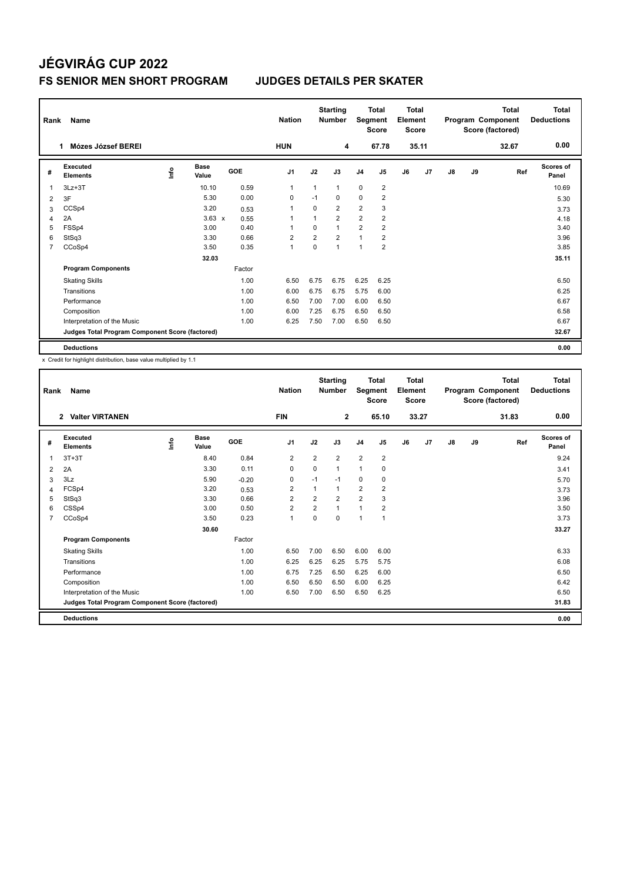# JÉGVIRÁG CUP 2022

## FS SENIOR MEN SHORT PROGRAM JUDGES DETAILS PER SKATER

| Rank | Name | Nation | Starting Number | Total Segment Score | Total Element Score | Total Program Component Score (factored) | Total Deductions |
|---|---|---|---|---|---|---|---|
| 1 | Mózes József BEREI | HUN | 4 | 67.78 | 35.11 | 32.67 | 0.00 |

| # | Executed Elements | Info | Base Value | GOE | J1 | J2 | J3 | J4 | J5 | J6 | J7 | J8 | J9 | Ref | Scores of Panel |
|---|---|---|---|---|---|---|---|---|---|---|---|---|---|---|---|
| 1 | 3Lz+3T | | 10.10 | 0.59 | 1 | 1 | 1 | 0 | 2 | | | | | | 10.69 |
| 2 | 3F | | 5.30 | 0.00 | 0 | -1 | 0 | 0 | 2 | | | | | | 5.30 |
| 3 | CCSp4 | | 3.20 | 0.53 | 1 | 0 | 2 | 2 | 3 | | | | | | 3.73 |
| 4 | 2A | | 3.63 x | 0.55 | 1 | 1 | 2 | 2 | 2 | | | | | | 4.18 |
| 5 | FSSp4 | | 3.00 | 0.40 | 1 | 0 | 1 | 2 | 2 | | | | | | 3.40 |
| 6 | StSq3 | | 3.30 | 0.66 | 2 | 2 | 2 | 1 | 2 | | | | | | 3.96 |
| 7 | CCoSp4 | | 3.50 | 0.35 | 1 | 0 | 1 | 1 | 2 | | | | | | 3.85 |
| | | | 32.03 | | | | | | | | | | | | 35.11 |
| | **Program Components** | | | Factor | | | | | | | | | | | |
| | Skating Skills | | | 1.00 | 6.50 | 6.75 | 6.75 | 6.25 | 6.25 | | | | | | 6.50 |
| | Transitions | | | 1.00 | 6.00 | 6.75 | 6.75 | 5.75 | 6.00 | | | | | | 6.25 |
| | Performance | | | 1.00 | 6.50 | 7.00 | 7.00 | 6.00 | 6.50 | | | | | | 6.67 |
| | Composition | | | 1.00 | 6.00 | 7.25 | 6.75 | 6.50 | 6.50 | | | | | | 6.58 |
| | Interpretation of the Music | | | 1.00 | 6.25 | 7.50 | 7.00 | 6.50 | 6.50 | | | | | | 6.67 |
| | **Judges Total Program Component Score (factored)** | | | | | | | | | | | | | | 32.67 |
| | **Deductions** | | | | | | | | | | | | | | 0.00 |

x Credit for highlight distribution, base value multiplied by 1.1

| Rank | Name | Nation | Starting Number | Total Segment Score | Total Element Score | Total Program Component Score (factored) | Total Deductions |
|---|---|---|---|---|---|---|---|
| 2 | Valter VIRTANEN | FIN | 2 | 65.10 | 33.27 | 31.83 | 0.00 |

| # | Executed Elements | Info | Base Value | GOE | J1 | J2 | J3 | J4 | J5 | J6 | J7 | J8 | J9 | Ref | Scores of Panel |
|---|---|---|---|---|---|---|---|---|---|---|---|---|---|---|---|
| 1 | 3T+3T | | 8.40 | 0.84 | 2 | 2 | 2 | 2 | 2 | | | | | | 9.24 |
| 2 | 2A | | 3.30 | 0.11 | 0 | 0 | 1 | 1 | 0 | | | | | | 3.41 |
| 3 | 3Lz | | 5.90 | -0.20 | 0 | -1 | -1 | 0 | 0 | | | | | | 5.70 |
| 4 | FCSp4 | | 3.20 | 0.53 | 2 | 1 | 1 | 2 | 2 | | | | | | 3.73 |
| 5 | StSq3 | | 3.30 | 0.66 | 2 | 2 | 2 | 2 | 3 | | | | | | 3.96 |
| 6 | CSSp4 | | 3.00 | 0.50 | 2 | 2 | 1 | 1 | 2 | | | | | | 3.50 |
| 7 | CCoSp4 | | 3.50 | 0.23 | 1 | 0 | 0 | 1 | 1 | | | | | | 3.73 |
| | | | 30.60 | | | | | | | | | | | | 33.27 |
| | **Program Components** | | | Factor | | | | | | | | | | | |
| | Skating Skills | | | 1.00 | 6.50 | 7.00 | 6.50 | 6.00 | 6.00 | | | | | | 6.33 |
| | Transitions | | | 1.00 | 6.25 | 6.25 | 6.25 | 5.75 | 5.75 | | | | | | 6.08 |
| | Performance | | | 1.00 | 6.75 | 7.25 | 6.50 | 6.25 | 6.00 | | | | | | 6.50 |
| | Composition | | | 1.00 | 6.50 | 6.50 | 6.50 | 6.00 | 6.25 | | | | | | 6.42 |
| | Interpretation of the Music | | | 1.00 | 6.50 | 7.00 | 6.50 | 6.50 | 6.25 | | | | | | 6.50 |
| | **Judges Total Program Component Score (factored)** | | | | | | | | | | | | | | 31.83 |
| | **Deductions** | | | | | | | | | | | | | | 0.00 |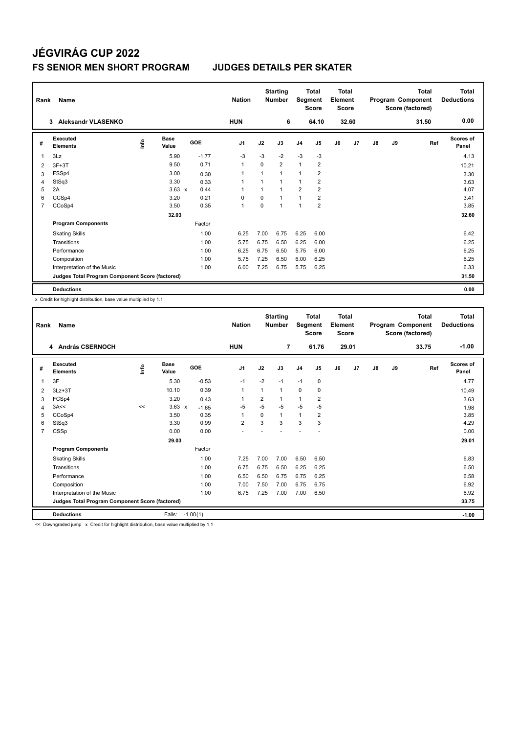# JÉGVIRÁG CUP 2022

## FS SENIOR MEN SHORT PROGRAM — JUDGES DETAILS PER SKATER

| Rank | Name | Nation | Starting Number | Total Segment Score | Total Element Score | Total Program Component Score (factored) | Total Deductions |
|---|---|---|---|---|---|---|---|
| 3 | Aleksandr VLASENKO | HUN | 6 | 64.10 | 32.60 | 31.50 | 0.00 |

| # | Executed Elements | Info | Base Value | GOE | J1 | J2 | J3 | J4 | J5 | J6 | J7 | J8 | J9 | Ref | Scores of Panel |
|---|---|---|---|---|---|---|---|---|---|---|---|---|---|---|---|
| 1 | 3Lz | | 5.90 | -1.77 | -3 | -3 | -2 | -3 | -3 | | | | | | 4.13 |
| 2 | 3F+3T | | 9.50 | 0.71 | 1 | 0 | 2 | 1 | 2 | | | | | | 10.21 |
| 3 | FSSp4 | | 3.00 | 0.30 | 1 | 1 | 1 | 1 | 2 | | | | | | 3.30 |
| 4 | StSq3 | | 3.30 | 0.33 | 1 | 1 | 1 | 1 | 2 | | | | | | 3.63 |
| 5 | 2A | | 3.63 x | 0.44 | 1 | 1 | 1 | 2 | 2 | | | | | | 4.07 |
| 6 | CCSp4 | | 3.20 | 0.21 | 0 | 0 | 1 | 1 | 2 | | | | | | 3.41 |
| 7 | CCoSp4 | | 3.50 | 0.35 | 1 | 0 | 1 | 1 | 2 | | | | | | 3.85 |
| | | | 32.03 | | | | | | | | | | | | 32.60 |

| Program Components | Factor | J1 | J2 | J3 | J4 | J5 | J6 | J7 | J8 | J9 | Scores of Panel |
|---|---|---|---|---|---|---|---|---|---|---|---|
| Skating Skills | 1.00 | 6.25 | 7.00 | 6.75 | 6.25 | 6.00 | | | | | 6.42 |
| Transitions | 1.00 | 5.75 | 6.75 | 6.50 | 6.25 | 6.00 | | | | | 6.25 |
| Performance | 1.00 | 6.25 | 6.75 | 6.50 | 5.75 | 6.00 | | | | | 6.25 |
| Composition | 1.00 | 5.75 | 7.25 | 6.50 | 6.00 | 6.25 | | | | | 6.25 |
| Interpretation of the Music | 1.00 | 6.00 | 7.25 | 6.75 | 5.75 | 6.25 | | | | | 6.33 |
| Judges Total Program Component Score (factored) | | | | | | | | | | | 31.50 |

| Deductions | 0.00 |
|---|---|

x Credit for highlight distribution, base value multiplied by 1.1

| Rank | Name | Nation | Starting Number | Total Segment Score | Total Element Score | Total Program Component Score (factored) | Total Deductions |
|---|---|---|---|---|---|---|---|
| 4 | András CSERNOCH | HUN | 7 | 61.76 | 29.01 | 33.75 | -1.00 |

| # | Executed Elements | Info | Base Value | GOE | J1 | J2 | J3 | J4 | J5 | J6 | J7 | J8 | J9 | Ref | Scores of Panel |
|---|---|---|---|---|---|---|---|---|---|---|---|---|---|---|---|
| 1 | 3F | | 5.30 | -0.53 | -1 | -2 | -1 | -1 | 0 | | | | | | 4.77 |
| 2 | 3Lz+3T | | 10.10 | 0.39 | 1 | 1 | 1 | 0 | 0 | | | | | | 10.49 |
| 3 | FCSp4 | | 3.20 | 0.43 | 1 | 2 | 1 | 1 | 2 | | | | | | 3.63 |
| 4 | 3A<< | << | 3.63 x | -1.65 | -5 | -5 | -5 | -5 | -5 | | | | | | 1.98 |
| 5 | CCoSp4 | | 3.50 | 0.35 | 1 | 0 | 1 | 1 | 2 | | | | | | 3.85 |
| 6 | StSq3 | | 3.30 | 0.99 | 2 | 3 | 3 | 3 | 3 | | | | | | 4.29 |
| 7 | CSSp | | 0.00 | 0.00 | - | - | - | - | - | | | | | | 0.00 |
| | | | 29.03 | | | | | | | | | | | | 29.01 |

| Program Components | Factor | J1 | J2 | J3 | J4 | J5 | J6 | J7 | J8 | J9 | Scores of Panel |
|---|---|---|---|---|---|---|---|---|---|---|---|
| Skating Skills | 1.00 | 7.25 | 7.00 | 7.00 | 6.50 | 6.50 | | | | | 6.83 |
| Transitions | 1.00 | 6.75 | 6.75 | 6.50 | 6.25 | 6.25 | | | | | 6.50 |
| Performance | 1.00 | 6.50 | 6.50 | 6.75 | 6.75 | 6.25 | | | | | 6.58 |
| Composition | 1.00 | 7.00 | 7.50 | 7.00 | 6.75 | 6.75 | | | | | 6.92 |
| Interpretation of the Music | 1.00 | 6.75 | 7.25 | 7.00 | 7.00 | 6.50 | | | | | 6.92 |
| Judges Total Program Component Score (factored) | | | | | | | | | | | 33.75 |

| Deductions | Falls: -1.00(1) | -1.00 |
|---|---|---|

<< Downgraded jump x Credit for highlight distribution, base value multiplied by 1.1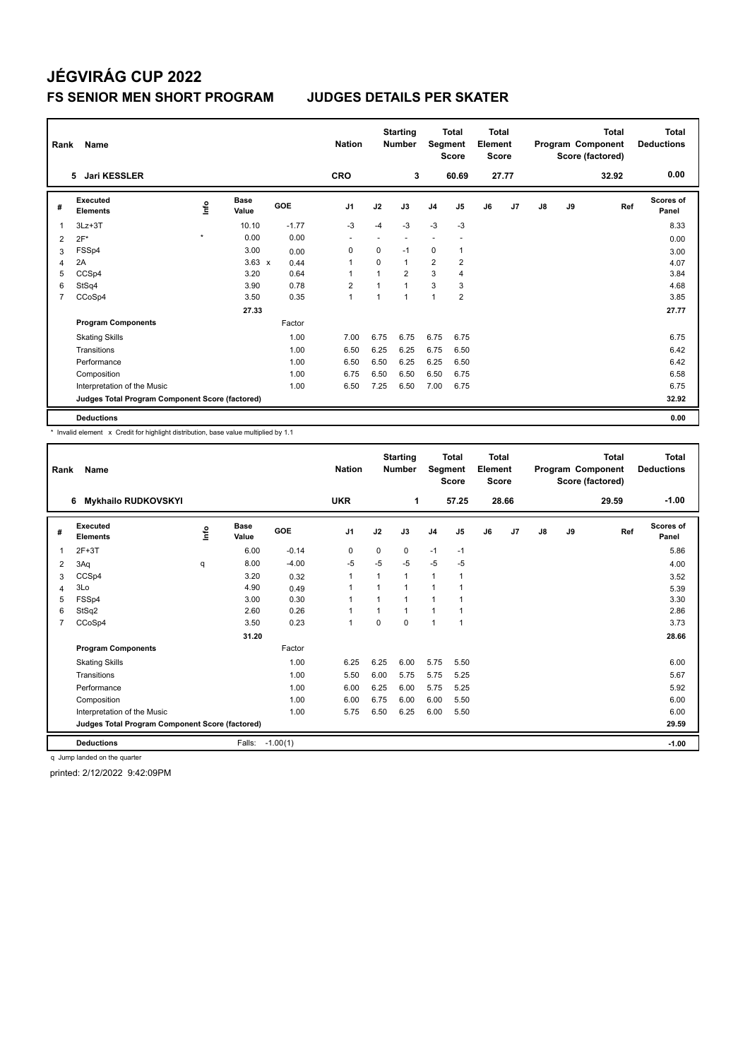# JÉGVIRÁG CUP 2022

## FS SENIOR MEN SHORT PROGRAM JUDGES DETAILS PER SKATER

| Rank | Name | Nation | Starting Number | Total Segment Score | Total Element Score | Total Program Component Score (factored) | Total Deductions |
|---|---|---|---|---|---|---|---|
| 5 | Jari KESSLER | CRO | 3 | 60.69 | 27.77 | 32.92 | 0.00 |

| # | Executed Elements | Info | Base Value | GOE | J1 | J2 | J3 | J4 | J5 | J6 | J7 | J8 | J9 | Ref | Scores of Panel |
|---|---|---|---|---|---|---|---|---|---|---|---|---|---|---|---|
| 1 | 3Lz+3T | | 10.10 | -1.77 | -3 | -4 | -3 | -3 | -3 | | | | | | 8.33 |
| 2 | 2F* | * | 0.00 | 0.00 | - | - | - | - | - | | | | | | 0.00 |
| 3 | FSSp4 | | 3.00 | 0.00 | 0 | 0 | -1 | 0 | 1 | | | | | | 3.00 |
| 4 | 2A | | 3.63 x | 0.44 | 1 | 0 | 1 | 2 | 2 | | | | | | 4.07 |
| 5 | CCSp4 | | 3.20 | 0.64 | 1 | 1 | 2 | 3 | 4 | | | | | | 3.84 |
| 6 | StSq4 | | 3.90 | 0.78 | 2 | 1 | 1 | 3 | 3 | | | | | | 4.68 |
| 7 | CCoSp4 | | 3.50 | 0.35 | 1 | 1 | 1 | 1 | 2 | | | | | | 3.85 |
| | | | 27.33 | | | | | | | | | | | | 27.77 |
| | **Program Components** | | | Factor | | | | | | | | | | | |
| | Skating Skills | | | 1.00 | 7.00 | 6.75 | 6.75 | 6.75 | 6.75 | | | | | | 6.75 |
| | Transitions | | | 1.00 | 6.50 | 6.25 | 6.25 | 6.75 | 6.50 | | | | | | 6.42 |
| | Performance | | | 1.00 | 6.50 | 6.50 | 6.25 | 6.25 | 6.50 | | | | | | 6.42 |
| | Composition | | | 1.00 | 6.75 | 6.50 | 6.50 | 6.50 | 6.75 | | | | | | 6.58 |
| | Interpretation of the Music | | | 1.00 | 6.50 | 7.25 | 6.50 | 7.00 | 6.75 | | | | | | 6.75 |
| | **Judges Total Program Component Score (factored)** | | | | | | | | | | | | | | 32.92 |
| | **Deductions** | | | | | | | | | | | | | | 0.00 |

\* Invalid element x Credit for highlight distribution, base value multiplied by 1.1

| Rank | Name | Nation | Starting Number | Total Segment Score | Total Element Score | Total Program Component Score (factored) | Total Deductions |
|---|---|---|---|---|---|---|---|
| 6 | Mykhailo RUDKOVSKYI | UKR | 1 | 57.25 | 28.66 | 29.59 | -1.00 |

| # | Executed Elements | Info | Base Value | GOE | J1 | J2 | J3 | J4 | J5 | J6 | J7 | J8 | J9 | Ref | Scores of Panel |
|---|---|---|---|---|---|---|---|---|---|---|---|---|---|---|---|
| 1 | 2F+3T | | 6.00 | -0.14 | 0 | 0 | 0 | -1 | -1 | | | | | | 5.86 |
| 2 | 3Aq | q | 8.00 | -4.00 | -5 | -5 | -5 | -5 | -5 | | | | | | 4.00 |
| 3 | CCSp4 | | 3.20 | 0.32 | 1 | 1 | 1 | 1 | 1 | | | | | | 3.52 |
| 4 | 3Lo | | 4.90 | 0.49 | 1 | 1 | 1 | 1 | 1 | | | | | | 5.39 |
| 5 | FSSp4 | | 3.00 | 0.30 | 1 | 1 | 1 | 1 | 1 | | | | | | 3.30 |
| 6 | StSq2 | | 2.60 | 0.26 | 1 | 1 | 1 | 1 | 1 | | | | | | 2.86 |
| 7 | CCoSp4 | | 3.50 | 0.23 | 1 | 0 | 0 | 1 | 1 | | | | | | 3.73 |
| | | | 31.20 | | | | | | | | | | | | 28.66 |
| | **Program Components** | | | Factor | | | | | | | | | | | |
| | Skating Skills | | | 1.00 | 6.25 | 6.25 | 6.00 | 5.75 | 5.50 | | | | | | 6.00 |
| | Transitions | | | 1.00 | 5.50 | 6.00 | 5.75 | 5.75 | 5.25 | | | | | | 5.67 |
| | Performance | | | 1.00 | 6.00 | 6.25 | 6.00 | 5.75 | 5.25 | | | | | | 5.92 |
| | Composition | | | 1.00 | 6.00 | 6.75 | 6.00 | 6.00 | 5.50 | | | | | | 6.00 |
| | Interpretation of the Music | | | 1.00 | 5.75 | 6.50 | 6.25 | 6.00 | 5.50 | | | | | | 6.00 |
| | **Judges Total Program Component Score (factored)** | | | | | | | | | | | | | | 29.59 |
| | **Deductions** | | Falls: | -1.00(1) | | | | | | | | | | | -1.00 |

q Jump landed on the quarter

printed: 2/12/2022 9:42:09PM